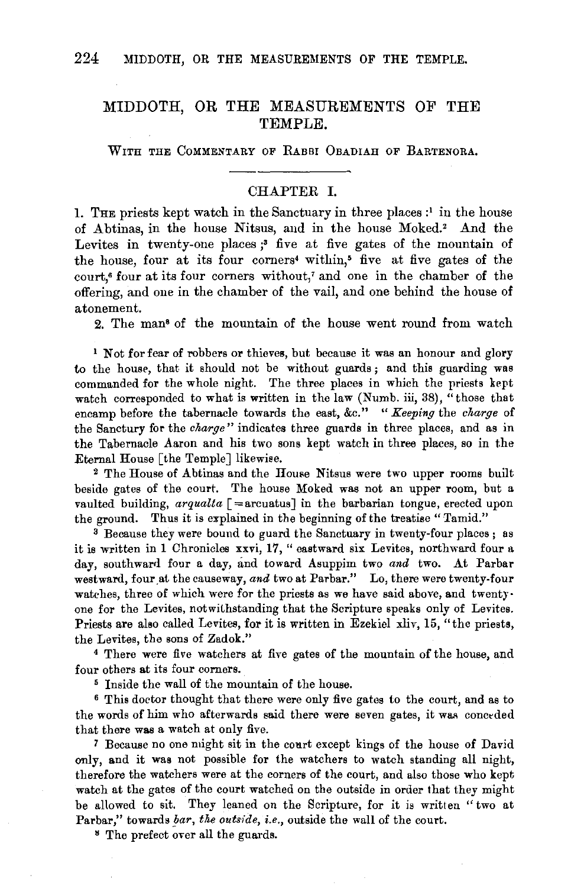# MIDDOTH, OR THE MEASUREMENTS OF THE TEMPLE.

WITH THE COMMENTARY OF RABBI OBADIAH OF BARTENORA.

## CHAPTER I.

1. THE priests kept watch in the Sanctuary in three places :[1] in the house of Abtinas, in the house Nitsus, and in the house Moked.[2] And the Levites in twenty-one places ;[3] five at five gates of the mountain of the house, four at its four corners[4] within,[5] five at five gates of the court,[6] four at its four corners without,[7] and one in the chamber of the offering, and one in the chamber of the vail, and one behind the house of atonement.

2. The man[8] of the mountain of the house went round from watch

---

[1] Not for fear of robbers or thieves, but because it was an honour and glory to the house, that it should not be without guards; and this guarding was commanded for the whole night. The three places in which the priests kept watch corresponded to what is written in the law (Numb. iii, 38), "those that encamp before the tabernacle towards the east, &c." "*Keeping* the *charge* of the Sanctury for the *charge*" indicates three guards in three places, and as in the Tabernacle Aaron and his two sons kept watch in three places, so in the Eternal House [the Temple] likewise.

[2] The House of Abtinas and the House Nitsus were two upper rooms built beside gates of the court. The house Moked was not an upper room, but a vaulted building, *arqualta* [=arcuatus] in the barbarian tongue, erected upon the ground. Thus it is explained in the beginning of the treatise "Tamid."

[3] Because they were bound to guard the Sanctuary in twenty-four places; as it is written in 1 Chronicles xxvi, 17, "eastward six Levites, northward four a day, southward four a day, and toward Asuppim two *and* two. At Parbar westward, four at the causeway, *and* two at Parbar." Lo, there were twenty-four watches, three of which were for the priests as we have said above, and twenty-one for the Levites, notwithstanding that the Scripture speaks only of Levites. Priests are also called Levites, for it is written in Ezekiel xliv, 15, "the priests, the Levites, the sons of Zadok."

[4] There were five watchers at five gates of the mountain of the house, and four others at its four corners.

[5] Inside the wall of the mountain of the house.

[6] This doctor thought that there were only five gates to the court, and as to the words of him who afterwards said there were seven gates, it was conceded that there was a watch at only five.

[7] Because no one might sit in the court except kings of the house of David only, and it was not possible for the watchers to watch standing all night, therefore the watchers were at the corners of the court, and also those who kept watch at the gates of the court watched on the outside in order that they might be allowed to sit. They leaned on the Scripture, for it is written "two at Parbar," towards *bar*, *the outside*, *i.e.*, outside the wall of the court.

[8] The prefect over all the guards.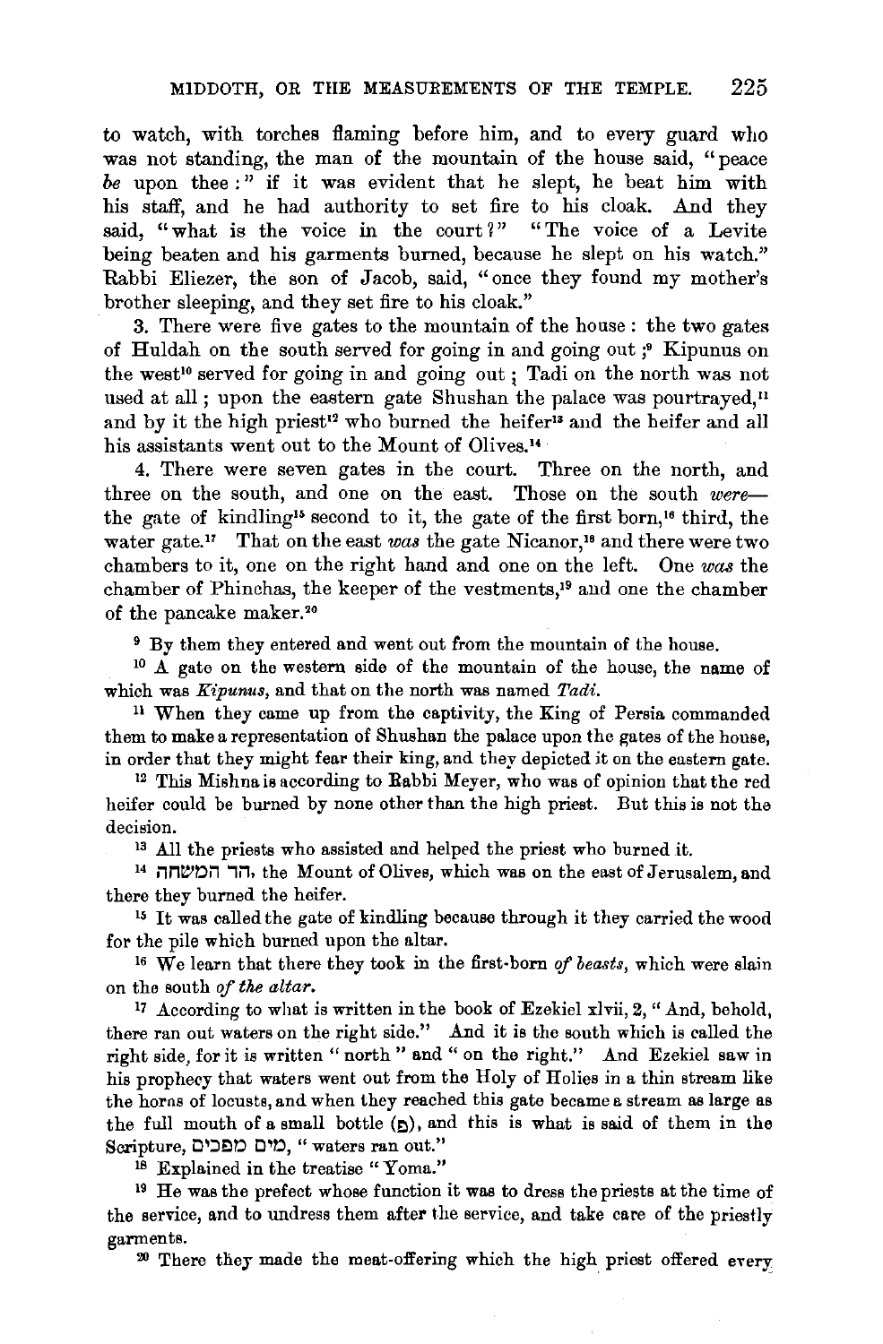to watch, with torches flaming before him, and to every guard who was not standing, the man of the mountain of the house said, "peace *be* upon thee:" if it was evident that he slept, he beat him with his staff, and he had authority to set fire to his cloak. And they said, "what is the voice in the court?" "The voice of a Levite being beaten and his garments burned, because he slept on his watch." Rabbi Eliezer, the son of Jacob, said, "once they found my mother's brother sleeping, and they set fire to his cloak."

3. There were five gates to the mountain of the house: the two gates of Huldah on the south served for going in and going out;[9] Kipunus on the west[10] served for going in and going out; Tadi on the north was not used at all; upon the eastern gate Shushan the palace was pourtrayed,[11] and by it the high priest[12] who burned the heifer[13] and the heifer and all his assistants went out to the Mount of Olives.[14]

4. There were seven gates in the court. Three on the north, and three on the south, and one on the east. Those on the south *were*—the gate of kindling[15] second to it, the gate of the first born,[16] third, the water gate.[17] That on the east *was* the gate Nicanor,[18] and there were two chambers to it, one on the right hand and one on the left. One *was* the chamber of Phinchas, the keeper of the vestments,[19] and one the chamber of the pancake maker.[20]

---

[9] By them they entered and went out from the mountain of the house.

[10] A gate on the western side of the mountain of the house, the name of which was *Kipunus*, and that on the north was named *Tadi*.

[11] When they came up from the captivity, the King of Persia commanded them to make a representation of Shushan the palace upon the gates of the house, in order that they might fear their king, and they depicted it on the eastern gate.

[12] This Mishna is according to Rabbi Meyer, who was of opinion that the red heifer could be burned by none other than the high priest. But this is not the decision.

[13] All the priests who assisted and helped the priest who burned it.

[14] הר המשחה, the Mount of Olives, which was on the east of Jerusalem, and there they burned the heifer.

[15] It was called the gate of kindling because through it they carried the wood for the pile which burned upon the altar.

[16] We learn that there they took in the first-born *of beasts*, which were slain on the south *of the altar*.

[17] According to what is written in the book of Ezekiel xlvii, 2, "And, behold, there ran out waters on the right side." And it is the south which is called the right side, for it is written "north" and "on the right." And Ezekiel saw in his prophecy that waters went out from the Holy of Holies in a thin stream like the horns of locusts, and when they reached this gate became a stream as large as the full mouth of a small bottle (פ), and this is what is said of them in the Scripture, מים מפכים, "waters ran out."

[18] Explained in the treatise "Yoma."

[19] He was the prefect whose function it was to dress the priests at the time of the service, and to undress them after the service, and take care of the priestly garments.

[20] There they made the meat-offering which the high priest offered every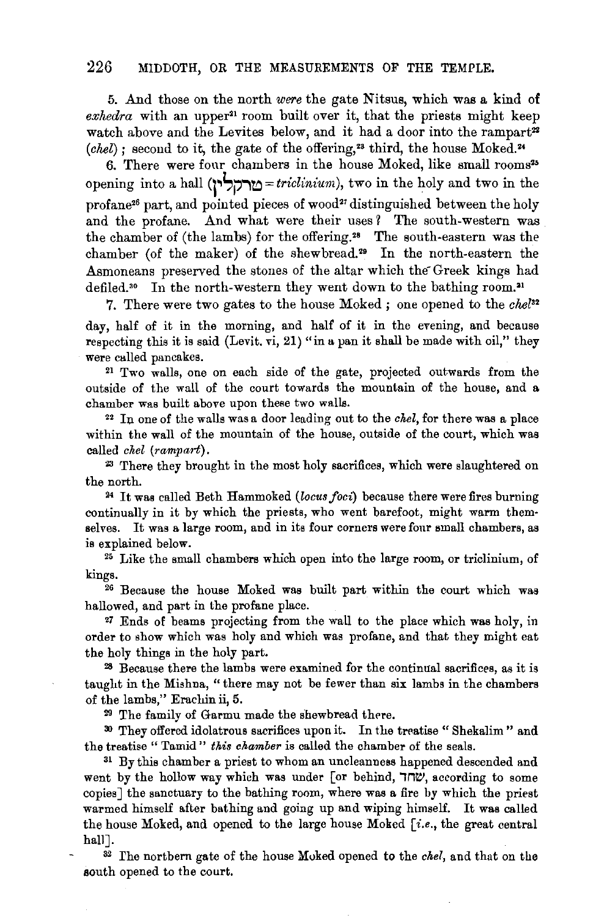5. And those on the north *were* the gate Nitsus, which was a kind of *exhedra* with an upper[21] room built over it, that the priests might keep watch above and the Levites below, and it had a door into the rampart[22] (*chel*); second to it, the gate of the offering,[23] third, the house Moked.[24]

6. There were four chambers in the house Moked, like small rooms[25] opening into a hall (טרקלין = *triclinium*), two in the holy and two in the profane[26] part, and pointed pieces of wood[27] distinguished between the holy and the profane. And what were their uses? The south-western was the chamber of (the lambs) for the offering.[28] The south-eastern was the chamber (of the maker) of the shewbread.[29] In the north-eastern the Asmoneans preserved the stones of the altar which the Greek kings had defiled.[30] In the north-western they went down to the bathing room.[31]

7. There were two gates to the house Moked; one opened to the *chel*[32]

day, half of it in the morning, and half of it in the evening, and because respecting this it is said (Levit. vi, 21) "in a pan it shall be made with oil," they were called pancakes.

[21] Two walls, one on each side of the gate, projected outwards from the outside of the wall of the court towards the mountain of the house, and a chamber was built above upon these two walls.

[22] In one of the walls was a door leading out to the *chel*, for there was a place within the wall of the mountain of the house, outside of the court, which was called *chel* (*rampart*).

[23] There they brought in the most holy sacrifices, which were slaughtered on the north.

[24] It was called Beth Hammoked (*locus foci*) because there were fires burning continually in it by which the priests, who went barefoot, might warm themselves. It was a large room, and in its four corners were four small chambers, as is explained below.

[25] Like the small chambers which open into the large room, or triclinium, of kings.

[26] Because the house Moked was built part within the court which was hallowed, and part in the profane place.

[27] Ends of beams projecting from the wall to the place which was holy, in order to show which was holy and which was profane, and that they might eat the holy things in the holy part.

[28] Because there the lambs were examined for the continual sacrifices, as it is taught in the Mishna, "there may not be fewer than six lambs in the chambers of the lambs," Erachin ii, 5.

[29] The family of Garmu made the shewbread there.

[30] They offered idolatrous sacrifices upon it. In the treatise "Shekalim" and the treatise "Tamid" *this chamber* is called the chamber of the seals.

[31] By this chamber a priest to whom an uncleanness happened descended and went by the hollow way which was under [or behind, שחר, according to some copies] the sanctuary to the bathing room, where was a fire by which the priest warmed himself after bathing and going up and wiping himself. It was called the house Moked, and opened to the large house Moked [*i.e.*, the great central hall].

[32] The northern gate of the house Moked opened to the *chel*, and that on the south opened to the court.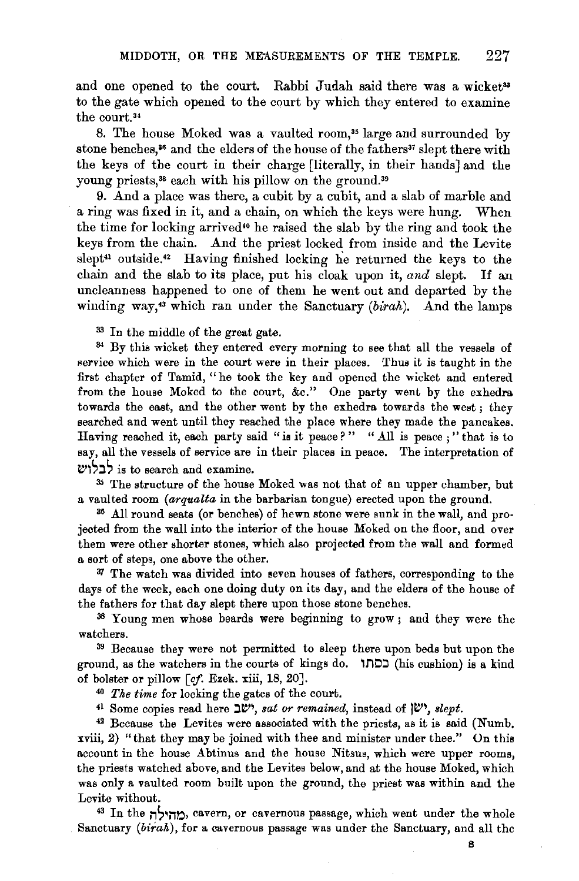and one opened to the court. Rabbi Judah said there was a wicket[33] to the gate which opened to the court by which they entered to examine the court.[34]

8. The house Moked was a vaulted room,[35] large and surrounded by stone benches,[36] and the elders of the house of the fathers[37] slept there with the keys of the court in their charge [literally, in their hands] and the young priests,[38] each with his pillow on the ground.[39]

9. And a place was there, a cubit by a cubit, and a slab of marble and a ring was fixed in it, and a chain, on which the keys were hung. When the time for locking arrived[40] he raised the slab by the ring and took the keys from the chain. And the priest locked from inside and the Levite slept[41] outside.[42] Having finished locking he returned the keys to the chain and the slab to its place, put his cloak upon it, *and* slept. If an uncleanness happened to one of them he went out and departed by the winding way,[43] which ran under the Sanctuary (*birah*). And the lamps

[33] In the middle of the great gate.

[34] By this wicket they entered every morning to see that all the vessels of service which were in the court were in their places. Thus it is taught in the first chapter of Tamid, "he took the key and opened the wicket and entered from the house Moked to the court, &c." One party went by the exhedra towards the east, and the other went by the exhedra towards the west; they searched and went until they reached the place where they made the pancakes. Having reached it, each party said "is it peace?" "All is peace;" that is to say, all the vessels of service are in their places in peace. The interpretation of לבלוש is to search and examine.

[35] The structure of the house Moked was not that of an upper chamber, but a vaulted room (*arqualta* in the barbarian tongue) erected upon the ground.

[36] All round seats (or benches) of hewn stone were sunk in the wall, and projected from the wall into the interior of the house Moked on the floor, and over them were other shorter stones, which also projected from the wall and formed a sort of steps, one above the other.

[37] The watch was divided into seven houses of fathers, corresponding to the days of the week, each one doing duty on its day, and the elders of the house of the fathers for that day slept there upon those stone benches.

[38] Young men whose beards were beginning to grow; and they were the watchers.

[39] Because they were not permitted to sleep there upon beds but upon the ground, as the watchers in the courts of kings do. כסתו (his cushion) is a kind of bolster or pillow [*cf.* Ezek. xiii, 18, 20].

[40] *The time* for locking the gates of the court.

[41] Some copies read here ישב, *sat or remained,* instead of ישן, *slept.*

[42] Because the Levites were associated with the priests, as it is said (Numb. xviii, 2) "that they may be joined with thee and minister under thee." On this account in the house Abtinus and the house Nitsus, which were upper rooms, the priests watched above, and the Levites below, and at the house Moked, which was only a vaulted room built upon the ground, the priest was within and the Levite without.

[43] In the מחילה, cavern, or cavernous passage, which went under the whole Sanctuary (*birah*), for a cavernous passage was under the Sanctuary, and all the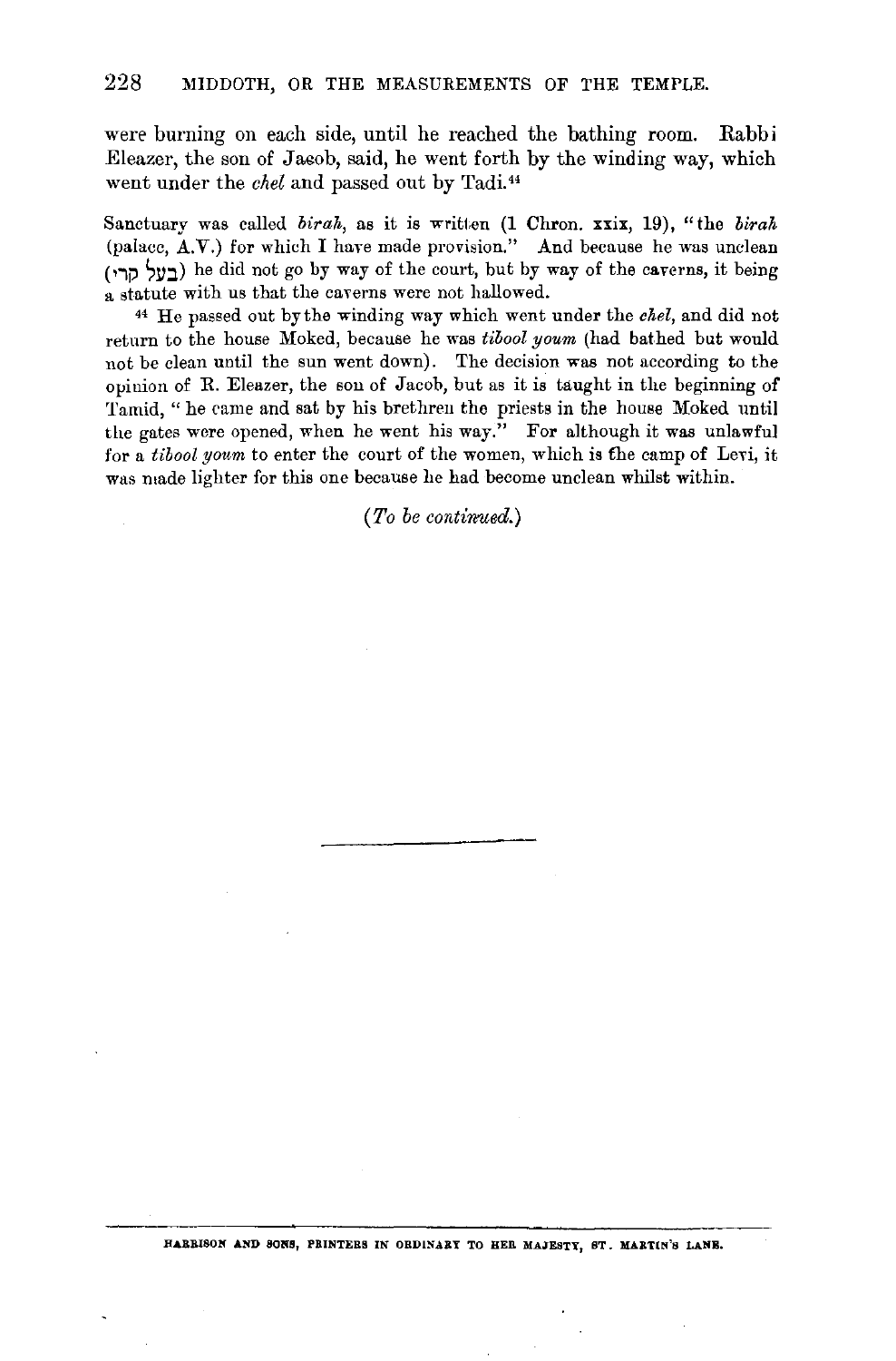were burning on each side, until he reached the bathing room. Rabbi Eleazer, the son of Jacob, said, he went forth by the winding way, which went under the *chel* and passed out by Tadi.[44]

Sanctuary was called *birah*, as it is written (1 Chron. xxix, 19), "the *birah* (palace, A.V.) for which I have made provision." And because he was unclean (בעל קרי) he did not go by way of the court, but by way of the caverns, it being a statute with us that the caverns were not hallowed.

[44] He passed out by the winding way which went under the *chel*, and did not return to the house Moked, because he was *tibool youm* (had bathed but would not be clean until the sun went down). The decision was not according to the opinion of R. Eleazer, the son of Jacob, but as it is taught in the beginning of Tamid, "he came and sat by his brethren the priests in the house Moked until the gates were opened, when he went his way." For although it was unlawful for a *tibool youm* to enter the court of the women, which is the camp of Levi, it was made lighter for this one because he had become unclean whilst within.

*(To be continued.)*

---

HARRISON AND SONS, PRINTERS IN ORDINARY TO HER MAJESTY, ST. MARTIN'S LANE.